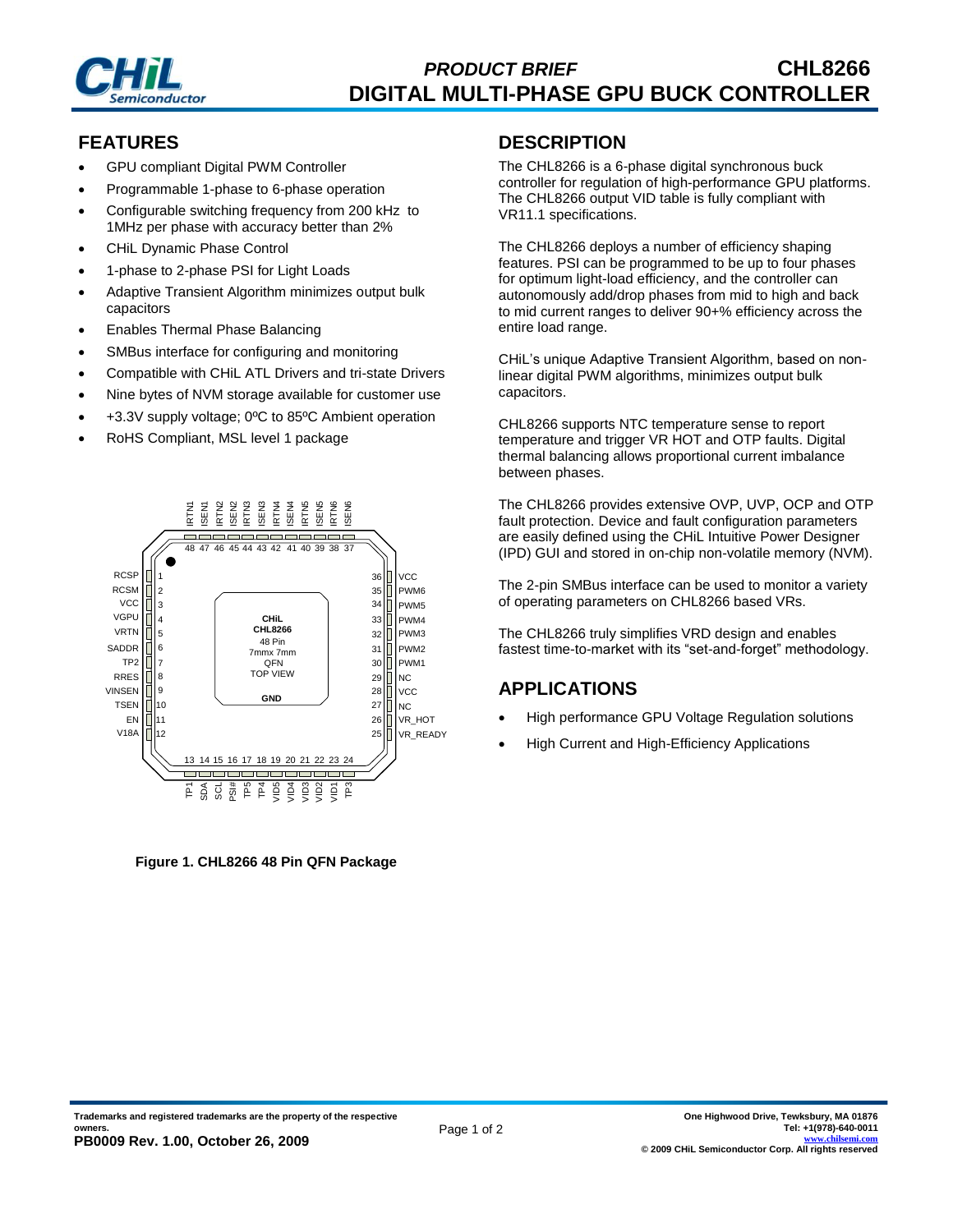# PRODUCT BRIEF CHL8266

# DIGITAL MULTI-PHASE GPU BUCK CONTROLLER

## FEATURES

- GPU compliant Digital PWM Controller
- Programmable 1-phase to 6-phase operation
- Configurable switching frequency from 200 kHz to 1MHz per phase with accuracy better than 2%
- CHiL Dynamic Phase Control
- 1-phase to 2-phase PSI for Light Loads
- Adaptive Transient Algorithm minimizes output bulk capacitors
- Enables Thermal Phase Balancing
- SMBus interface for configuring and monitoring
- Compatible with CHiL ATL Drivers and tri-state Drivers
- Nine bytes of NVM storage available for customer use
- +3.3V supply voltage; 0ºC to 85ºC Ambient operation
- RoHS Compliant, MSL level 1 package

**Figure 1. CHL8266 48 Pin QFN Package**

## DESCRIPTION

The CHL8266 is a 6-phase digital synchronous buck controller for regulation of high-performance GPU platforms. The CHL8266 output VID table is fully compliant with VR11.1 specifications.

The CHL8266 deploys a number of efficiency shaping features. PSI can be programmed to be up to four phases for optimum light-load efficiency, and the controller can autonomously add/drop phases from mid to high and back to mid current ranges to deliver 90+% efficiency across the entire load range.

CHiL's unique Adaptive Transient Algorithm, based on non-linear digital PWM algorithms, minimizes output bulk capacitors.

CHL8266 supports NTC temperature sense to report temperature and trigger VR HOT and OTP faults. Digital thermal balancing allows proportional current imbalance between phases.

The CHL8266 provides extensive OVP, UVP, OCP and OTP fault protection. Device and fault configuration parameters are easily defined using the CHiL Intuitive Power Designer (IPD) GUI and stored in on-chip non-volatile memory (NVM).

The 2-pin SMBus interface can be used to monitor a variety of operating parameters on CHL8266 based VRs.

The CHL8266 truly simplifies VRD design and enables fastest time-to-market with its "set-and-forget" methodology.

## APPLICATIONS

- High performance GPU Voltage Regulation solutions
- High Current and High-Efficiency Applications

Trademarks and registered trademarks are the property of the respective owners.
PB0009 Rev. 1.00, October 26, 2009

One Highwood Drive, Tewksbury, MA 01876
Tel: +1(978)-640-0011
www.chilsemi.com
© 2009 CHiL Semiconductor Corp. All rights reserved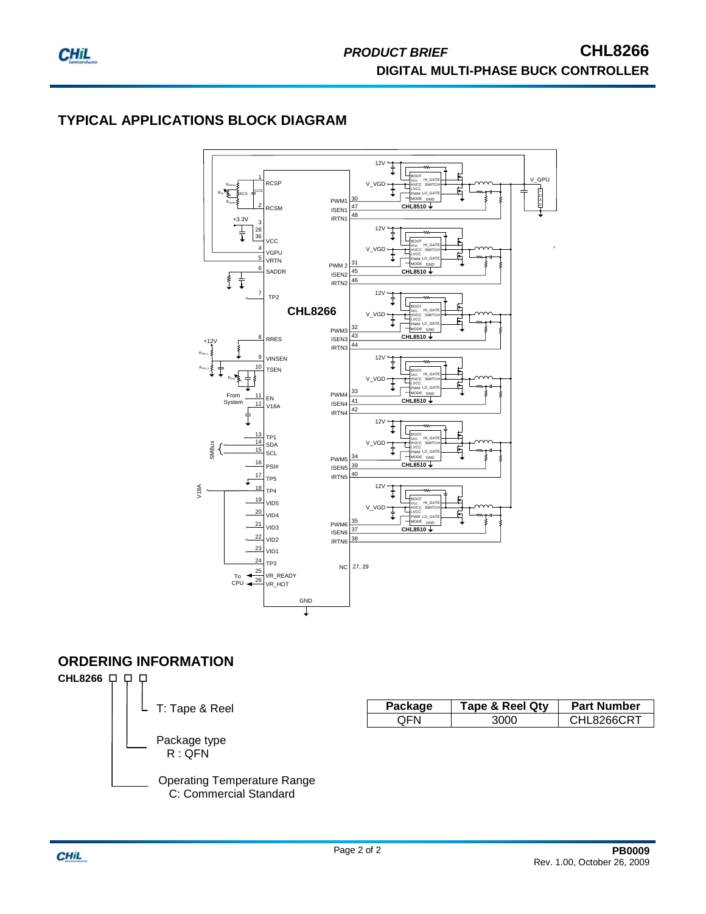## TYPICAL APPLICATIONS BLOCK DIAGRAM

## ORDERING INFORMATION

**CHL8266 ☐ ☐ ☐**

- T: Tape & Reel
- Package type
  R : QFN
- Operating Temperature Range
  C: Commercial Standard

| Package | Tape & Reel Qty | Part Number |
|---|---|---|
| QFN | 3000 | CHL8266CRT |